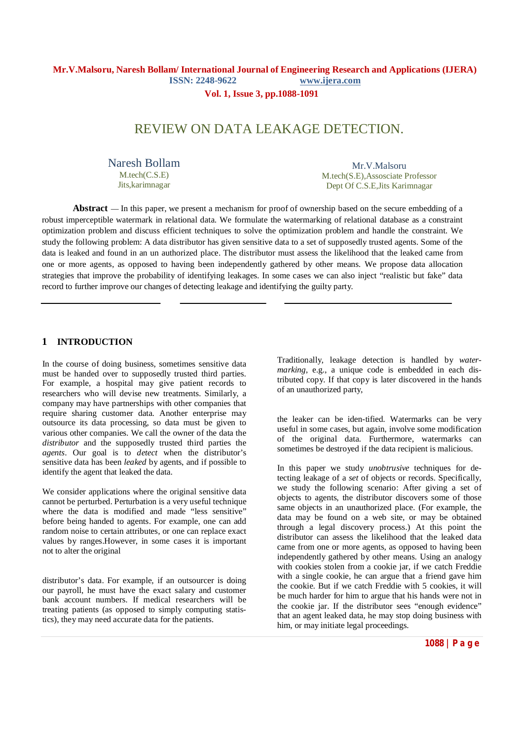# REVIEW ON DATA LEAKAGE DETECTION.

**Naresh Bollam**
M.tech(C.S.E)
Jits,karimnagar

**Mr.V.Malsoru**
M.tech(S.E),Assosciate Professor
Dept Of C.S.E,Jits Karimnagar

**Abstract** — In this paper, we present a mechanism for proof of ownership based on the secure embedding of a robust imperceptible watermark in relational data. We formulate the watermarking of relational database as a constraint optimization problem and discuss efficient techniques to solve the optimization problem and handle the constraint. We study the following problem: A data distributor has given sensitive data to a set of supposedly trusted agents. Some of the data is leaked and found in an un authorized place. The distributor must assess the likelihood that the leaked came from one or more agents, as opposed to having been independently gathered by other means. We propose data allocation strategies that improve the probability of identifying leakages. In some cases we can also inject "realistic but fake" data record to further improve our changes of detecting leakage and identifying the guilty party.

## 1 INTRODUCTION

In the course of doing business, sometimes sensitive data must be handed over to supposedly trusted third parties. For example, a hospital may give patient records to researchers who will devise new treatments. Similarly, a company may have partnerships with other companies that require sharing customer data. Another enterprise may outsource its data processing, so data must be given to various other companies. We call the owner of the data the *distributor* and the supposedly trusted third parties the *agents*. Our goal is to *detect* when the distributor's sensitive data has been *leaked* by agents, and if possible to identify the agent that leaked the data.

We consider applications where the original sensitive data cannot be perturbed. Perturbation is a very useful technique where the data is modified and made "less sensitive" before being handed to agents. For example, one can add random noise to certain attributes, or one can replace exact values by ranges.However, in some cases it is important not to alter the original distributor's data. For example, if an outsourcer is doing our payroll, he must have the exact salary and customer bank account numbers. If medical researchers will be treating patients (as opposed to simply computing statis-tics), they may need accurate data for the patients.

Traditionally, leakage detection is handled by *water-marking*, e.g., a unique code is embedded in each dis-tributed copy. If that copy is later discovered in the hands of an unauthorized party, the leaker can be iden-tified. Watermarks can be very useful in some cases, but again, involve some modification of the original data. Furthermore, watermarks can sometimes be destroyed if the data recipient is malicious.

In this paper we study *unobtrusive* techniques for de-tecting leakage of a *set* of objects or records. Specifically, we study the following scenario: After giving a set of objects to agents, the distributor discovers some of those same objects in an unauthorized place. (For example, the data may be found on a web site, or may be obtained through a legal discovery process.) At this point the distributor can assess the likelihood that the leaked data came from one or more agents, as opposed to having been independently gathered by other means. Using an analogy with cookies stolen from a cookie jar, if we catch Freddie with a single cookie, he can argue that a friend gave him the cookie. But if we catch Freddie with 5 cookies, it will be much harder for him to argue that his hands were not in the cookie jar. If the distributor sees "enough evidence" that an agent leaked data, he may stop doing business with him, or may initiate legal proceedings.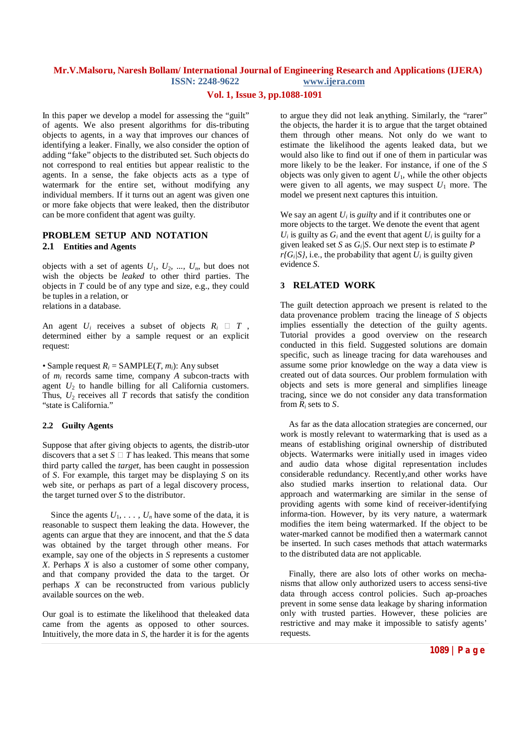In this paper we develop a model for assessing the "guilt" of agents. We also present algorithms for dis-tributing objects to agents, in a way that improves our chances of identifying a leaker. Finally, we also consider the option of adding "fake" objects to the distributed set. Such objects do not correspond to real entities but appear realistic to the agents. In a sense, the fake objects acts as a type of watermark for the entire set, without modifying any individual members. If it turns out an agent was given one or more fake objects that were leaked, then the distributor can be more confident that agent was guilty.

## PROBLEM SETUP AND NOTATION

### 2.1 Entities and Agents

objects with a set of agents $U_1$, $U_2$, ..., $U_n$, but does not wish the objects be *leaked* to other third parties. The objects in $T$ could be of any type and size, e.g., they could be tuples in a relation, or
relations in a database.

An agent $U_i$ receives a subset of objects $R_i$ □ $T$ , determined either by a sample request or an explicit request:

• Sample request $R_i$ = SAMPLE($T$, $m_i$): Any subset of $m_i$ records same time, company $A$ subcon-tracts with agent $U_2$ to handle billing for all California customers. Thus, $U_2$ receives all $T$ records that satisfy the condition "state is California."

### 2.2 Guilty Agents

Suppose that after giving objects to agents, the distrib-utor discovers that a set $S$ □ $T$ has leaked. This means that some third party called the *target*, has been caught in possession of $S$. For example, this target may be displaying $S$ on its web site, or perhaps as part of a legal discovery process, the target turned over $S$ to the distributor.

Since the agents $U_1, \ldots, U_n$ have some of the data, it is reasonable to suspect them leaking the data. However, the agents can argue that they are innocent, and that the $S$ data was obtained by the target through other means. For example, say one of the objects in $S$ represents a customer $X$. Perhaps $X$ is also a customer of some other company, and that company provided the data to the target. Or perhaps $X$ can be reconstructed from various publicly available sources on the web.

Our goal is to estimate the likelihood that theleaked data came from the agents as opposed to other sources. Intuitively, the more data in $S$, the harder it is for the agents to argue they did not leak anything. Similarly, the "rarer" the objects, the harder it is to argue that the target obtained them through other means. Not only do we want to estimate the likelihood the agents leaked data, but we would also like to find out if one of them in particular was more likely to be the leaker. For instance, if one of the $S$ objects was only given to agent $U_1$, while the other objects were given to all agents, we may suspect $U_1$ more. The model we present next captures this intuition.

We say an agent $U_i$ is *guilty* and if it contributes one or more objects to the target. We denote the event that agent $U_i$ is guilty as $G_i$ and the event that agent $U_i$ is guilty for a given leaked set $S$ as $G_i|S$. Our next step is to estimate $P$ $r\{G_i|S\}$, i.e., the probability that agent $U_i$ is guilty given evidence $S$.

## 3 RELATED WORK

The guilt detection approach we present is related to the data provenance problem tracing the lineage of $S$ objects implies essentially the detection of the guilty agents. Tutorial provides a good overview on the research conducted in this field. Suggested solutions are domain specific, such as lineage tracing for data warehouses and assume some prior knowledge on the way a data view is created out of data sources. Our problem formulation with objects and sets is more general and simplifies lineage tracing, since we do not consider any data transformation from $R_i$ sets to $S$.

As far as the data allocation strategies are concerned, our work is mostly relevant to watermarking that is used as a means of establishing original ownership of distributed objects. Watermarks were initially used in images video and audio data whose digital representation includes considerable redundancy. Recently,and other works have also studied marks insertion to relational data. Our approach and watermarking are similar in the sense of providing agents with some kind of receiver-identifying informa-tion. However, by its very nature, a watermark modifies the item being watermarked. If the object to be water-marked cannot be modified then a watermark cannot be inserted. In such cases methods that attach watermarks to the distributed data are not applicable.

Finally, there are also lots of other works on mecha-nisms that allow only authorized users to access sensi-tive data through access control policies. Such ap-proaches prevent in some sense data leakage by sharing information only with trusted parties. However, these policies are restrictive and may make it impossible to satisfy agents' requests.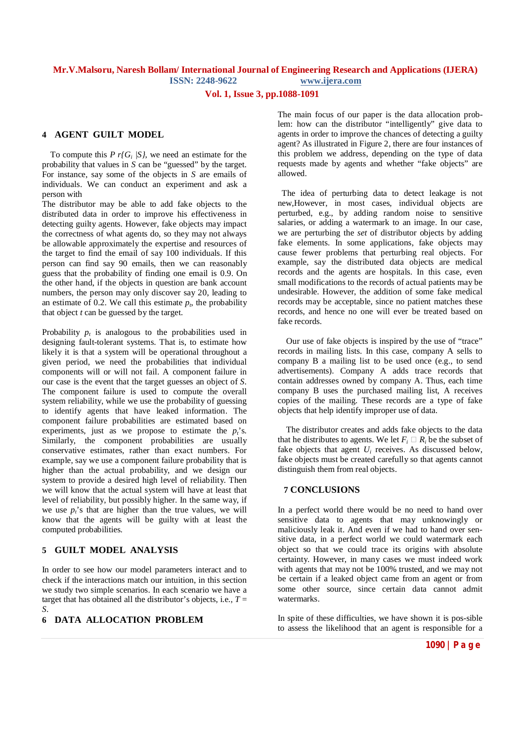## 4 AGENT GUILT MODEL

To compute this $P\ r\{G_i\ |S\}$, we need an estimate for the probability that values in $S$ can be "guessed" by the target. For instance, say some of the objects in $S$ are emails of individuals. We can conduct an experiment and ask a person with
The distributor may be able to add fake objects to the distributed data in order to improve his effectiveness in detecting guilty agents. However, fake objects may impact the correctness of what agents do, so they may not always be allowable approximately the expertise and resources of the target to find the email of say 100 individuals. If this person can find say 90 emails, then we can reasonably guess that the probability of finding one email is 0.9. On the other hand, if the objects in question are bank account numbers, the person may only discover say 20, leading to an estimate of 0.2. We call this estimate $p_t$, the probability that object $t$ can be guessed by the target.

Probability $p_t$ is analogous to the probabilities used in designing fault-tolerant systems. That is, to estimate how likely it is that a system will be operational throughout a given period, we need the probabilities that individual components will or will not fail. A component failure in our case is the event that the target guesses an object of $S$. The component failure is used to compute the overall system reliability, while we use the probability of guessing to identify agents that have leaked information. The component failure probabilities are estimated based on experiments, just as we propose to estimate the $p_t$'s. Similarly, the component probabilities are usually conservative estimates, rather than exact numbers. For example, say we use a component failure probability that is higher than the actual probability, and we design our system to provide a desired high level of reliability. Then we will know that the actual system will have at least that level of reliability, but possibly higher. In the same way, if we use $p_t$'s that are higher than the true values, we will know that the agents will be guilty with at least the computed probabilities.

## 5 GUILT MODEL ANALYSIS

In order to see how our model parameters interact and to check if the interactions match our intuition, in this section we study two simple scenarios. In each scenario we have a target that has obtained all the distributor's objects, i.e., $T = S$.

## 6 DATA ALLOCATION PROBLEM

The main focus of our paper is the data allocation problem: how can the distributor "intelligently" give data to agents in order to improve the chances of detecting a guilty agent? As illustrated in Figure 2, there are four instances of this problem we address, depending on the type of data requests made by agents and whether "fake objects" are allowed.

The idea of perturbing data to detect leakage is not new,However, in most cases, individual objects are perturbed, e.g., by adding random noise to sensitive salaries, or adding a watermark to an image. In our case, we are perturbing the *set* of distributor objects by adding fake elements. In some applications, fake objects may cause fewer problems that perturbing real objects. For example, say the distributed data objects are medical records and the agents are hospitals. In this case, even small modifications to the records of actual patients may be undesirable. However, the addition of some fake medical records may be acceptable, since no patient matches these records, and hence no one will ever be treated based on fake records.

Our use of fake objects is inspired by the use of "trace" records in mailing lists. In this case, company A sells to company B a mailing list to be used once (e.g., to send advertisements). Company A adds trace records that contain addresses owned by company A. Thus, each time company B uses the purchased mailing list, A receives copies of the mailing. These records are a type of fake objects that help identify improper use of data.

The distributor creates and adds fake objects to the data that he distributes to agents. We let $F_i \subseteq R_i$ be the subset of fake objects that agent $U_i$ receives. As discussed below, fake objects must be created carefully so that agents cannot distinguish them from real objects.

## 7 CONCLUSIONS

In a perfect world there would be no need to hand over sensitive data to agents that may unknowingly or maliciously leak it. And even if we had to hand over sensitive data, in a perfect world we could watermark each object so that we could trace its origins with absolute certainty. However, in many cases we must indeed work with agents that may not be 100% trusted, and we may not be certain if a leaked object came from an agent or from some other source, since certain data cannot admit watermarks.

In spite of these difficulties, we have shown it is pos-sible to assess the likelihood that an agent is responsible for a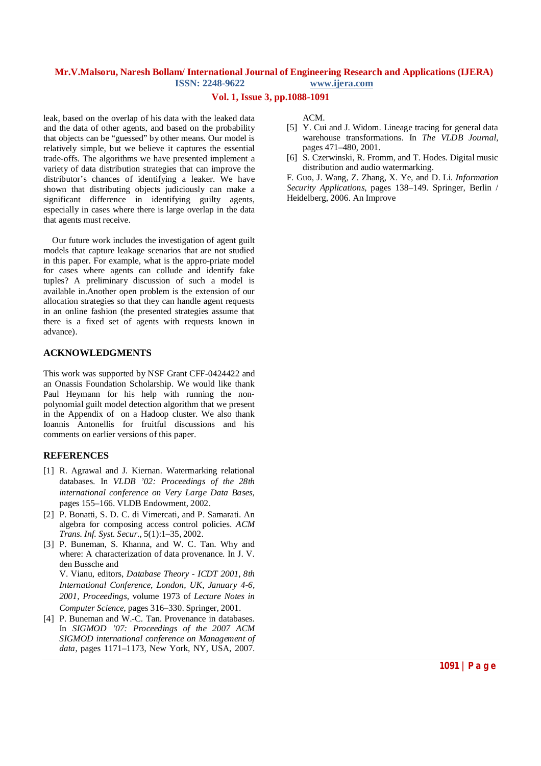leak, based on the overlap of his data with the leaked data and the data of other agents, and based on the probability that objects can be "guessed" by other means. Our model is relatively simple, but we believe it captures the essential trade-offs. The algorithms we have presented implement a variety of data distribution strategies that can improve the distributor's chances of identifying a leaker. We have shown that distributing objects judiciously can make a significant difference in identifying guilty agents, especially in cases where there is large overlap in the data that agents must receive.

Our future work includes the investigation of agent guilt models that capture leakage scenarios that are not studied in this paper. For example, what is the appro-priate model for cases where agents can collude and identify fake tuples? A preliminary discussion of such a model is available in.Another open problem is the extension of our allocation strategies so that they can handle agent requests in an online fashion (the presented strategies assume that there is a fixed set of agents with requests known in advance).

## ACKNOWLEDGMENTS

This work was supported by NSF Grant CFF-0424422 and an Onassis Foundation Scholarship. We would like thank Paul Heymann for his help with running the non-polynomial guilt model detection algorithm that we present in the Appendix of on a Hadoop cluster. We also thank Ioannis Antonellis for fruitful discussions and his comments on earlier versions of this paper.

## REFERENCES

[1] R. Agrawal and J. Kiernan. Watermarking relational databases. In *VLDB '02: Proceedings of the 28th international conference on Very Large Data Bases*, pages 155–166. VLDB Endowment, 2002.

[2] P. Bonatti, S. D. C. di Vimercati, and P. Samarati. An algebra for composing access control policies. *ACM Trans. Inf. Syst. Secur.*, 5(1):1–35, 2002.

[3] P. Buneman, S. Khanna, and W. C. Tan. Why and where: A characterization of data provenance. In J. V. den Bussche and V. Vianu, editors, *Database Theory - ICDT 2001, 8th International Conference, London, UK, January 4-6, 2001, Proceedings*, volume 1973 of *Lecture Notes in Computer Science*, pages 316–330. Springer, 2001.

[4] P. Buneman and W.-C. Tan. Provenance in databases. In *SIGMOD '07: Proceedings of the 2007 ACM SIGMOD international conference on Management of data*, pages 1171–1173, New York, NY, USA, 2007. ACM.

[5] Y. Cui and J. Widom. Lineage tracing for general data warehouse transformations. In *The VLDB Journal*, pages 471–480, 2001.

[6] S. Czerwinski, R. Fromm, and T. Hodes. Digital music distribution and audio watermarking.

F. Guo, J. Wang, Z. Zhang, X. Ye, and D. Li. *Information Security Applications*, pages 138–149. Springer, Berlin / Heidelberg, 2006. An Improve